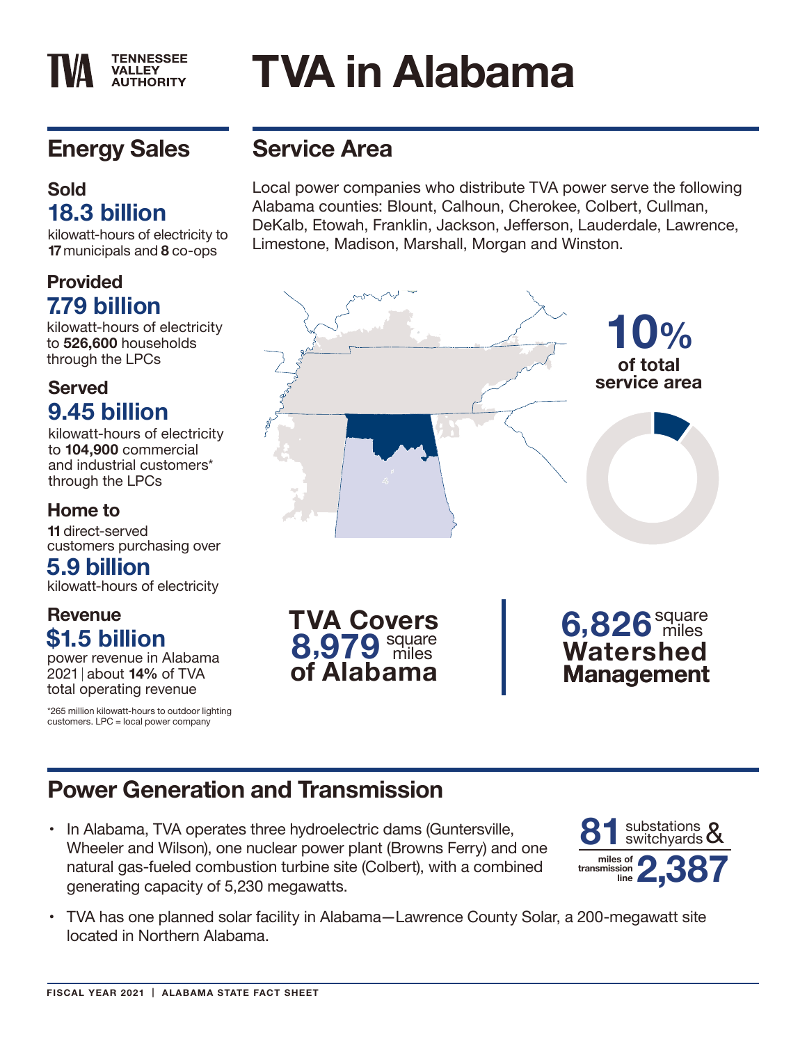# TVA in Alabama

TENNESSEE VALLEY AUTHORITY

## Energy Sales

### Sold
**18.3 billion**
kilowatt-hours of electricity to **17** municipals and **8** co-ops

### Provided
**7.79 billion**
kilowatt-hours of electricity to **526,600** households through the LPCs

### Served
**9.45 billion**
kilowatt-hours of electricity to **104,900** commercial and industrial customers* through the LPCs

### Home to
**11** direct-served customers purchasing over
**5.9 billion**
kilowatt-hours of electricity

### Revenue
**$1.5 billion**
power revenue in Alabama 2021 | about **14%** of TVA total operating revenue

*265 million kilowatt-hours to outdoor lighting customers. LPC = local power company

## Service Area

Local power companies who distribute TVA power serve the following Alabama counties: Blount, Calhoun, Cherokee, Colbert, Cullman, DeKalb, Etowah, Franklin, Jackson, Jefferson, Lauderdale, Lawrence, Limestone, Madison, Marshall, Morgan and Winston.

**10%** of total service area

**TVA Covers 8,979 square miles of Alabama**

**6,826 square miles Watershed Management**

## Power Generation and Transmission

- In Alabama, TVA operates three hydroelectric dams (Guntersville, Wheeler and Wilson), one nuclear power plant (Browns Ferry) and one natural gas-fueled combustion turbine site (Colbert), with a combined generating capacity of 5,230 megawatts.
- TVA has one planned solar facility in Alabama—Lawrence County Solar, a 200-megawatt site located in Northern Alabama.

**81** substations & switchyards

**2,387** miles of transmission line

FISCAL YEAR 2021 | ALABAMA STATE FACT SHEET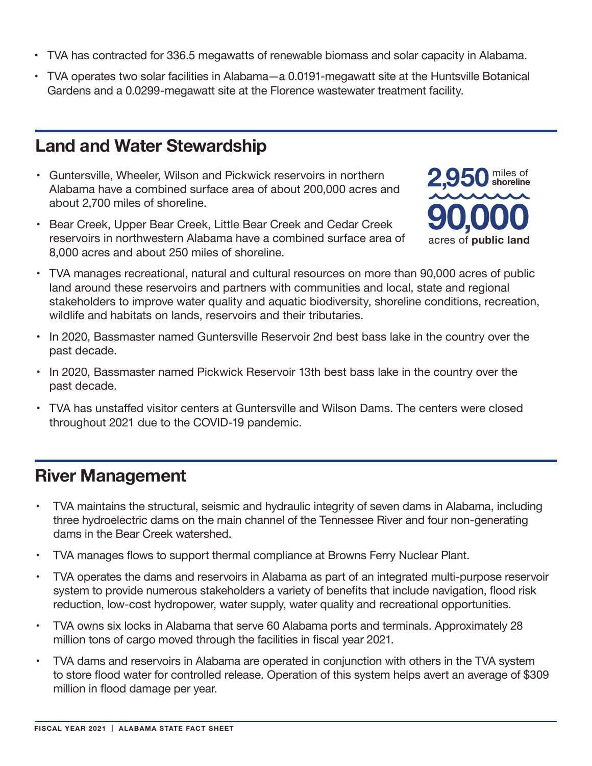- TVA has contracted for 336.5 megawatts of renewable biomass and solar capacity in Alabama.
- TVA operates two solar facilities in Alabama—a 0.0191-megawatt site at the Huntsville Botanical Gardens and a 0.0299-megawatt site at the Florence wastewater treatment facility.

## Land and Water Stewardship

- Guntersville, Wheeler, Wilson and Pickwick reservoirs in northern Alabama have a combined surface area of about 200,000 acres and about 2,700 miles of shoreline.
- Bear Creek, Upper Bear Creek, Little Bear Creek and Cedar Creek reservoirs in northwestern Alabama have a combined surface area of 8,000 acres and about 250 miles of shoreline.

**2,950** miles of **shoreline**

**90,000** acres of **public land**

- TVA manages recreational, natural and cultural resources on more than 90,000 acres of public land around these reservoirs and partners with communities and local, state and regional stakeholders to improve water quality and aquatic biodiversity, shoreline conditions, recreation, wildlife and habitats on lands, reservoirs and their tributaries.
- In 2020, Bassmaster named Guntersville Reservoir 2nd best bass lake in the country over the past decade.
- In 2020, Bassmaster named Pickwick Reservoir 13th best bass lake in the country over the past decade.
- TVA has unstaffed visitor centers at Guntersville and Wilson Dams. The centers were closed throughout 2021 due to the COVID-19 pandemic.

## River Management

- TVA maintains the structural, seismic and hydraulic integrity of seven dams in Alabama, including three hydroelectric dams on the main channel of the Tennessee River and four non-generating dams in the Bear Creek watershed.
- TVA manages flows to support thermal compliance at Browns Ferry Nuclear Plant.
- TVA operates the dams and reservoirs in Alabama as part of an integrated multi-purpose reservoir system to provide numerous stakeholders a variety of benefits that include navigation, flood risk reduction, low-cost hydropower, water supply, water quality and recreational opportunities.
- TVA owns six locks in Alabama that serve 60 Alabama ports and terminals. Approximately 28 million tons of cargo moved through the facilities in fiscal year 2021.
- TVA dams and reservoirs in Alabama are operated in conjunction with others in the TVA system to store flood water for controlled release. Operation of this system helps avert an average of $309 million in flood damage per year.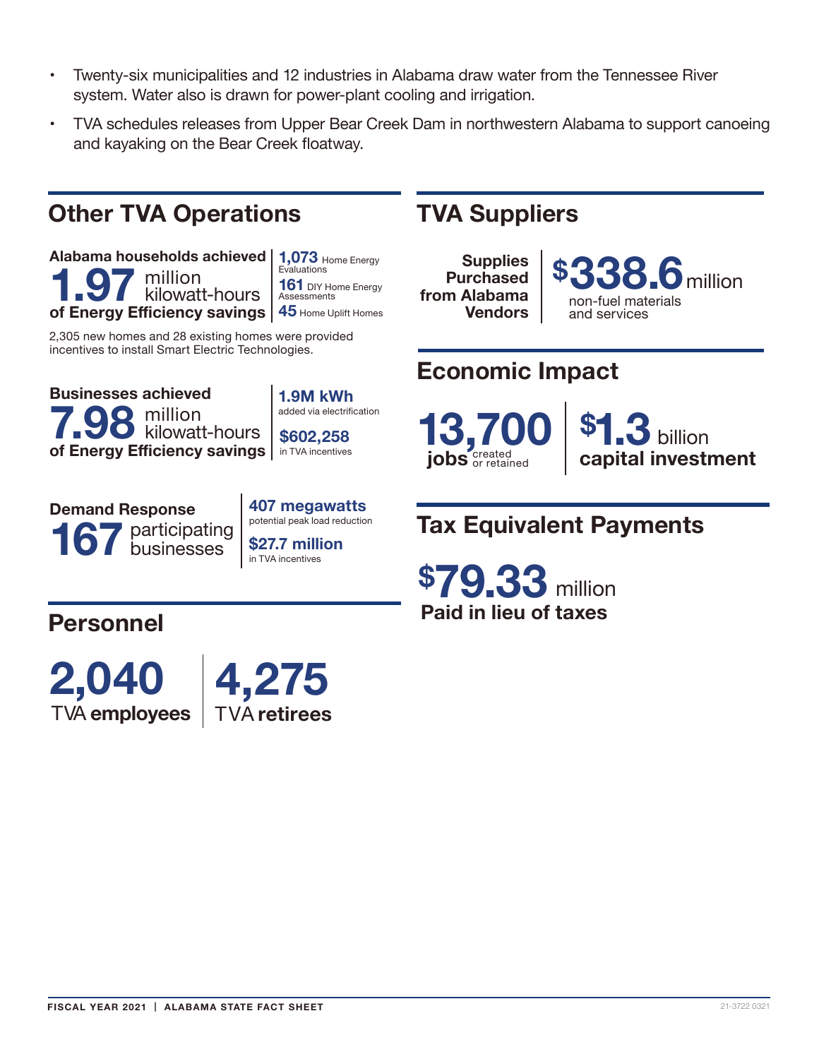- Twenty-six municipalities and 12 industries in Alabama draw water from the Tennessee River system. Water also is drawn for power-plant cooling and irrigation.
- TVA schedules releases from Upper Bear Creek Dam in northwestern Alabama to support canoeing and kayaking on the Bear Creek floatway.

## Other TVA Operations

**Alabama households achieved**
**1.97** million kilowatt-hours
**of Energy Efficiency savings**

**1,073** Home Energy Evaluations
**161** DIY Home Energy Assessments
**45** Home Uplift Homes

2,305 new homes and 28 existing homes were provided incentives to install Smart Electric Technologies.

**Businesses achieved**
**7.98** million kilowatt-hours
**of Energy Efficiency savings**

**1.9M kWh** added via electrification
**$602,258** in TVA incentives

**Demand Response**
**167** participating businesses

**407 megawatts** potential peak load reduction
**$27.7 million** in TVA incentives

## Personnel

**2,040** TVA **employees**

**4,275** TVA **retirees**

## TVA Suppliers

**Supplies Purchased from Alabama Vendors**

**$338.6** million non-fuel materials and services

## Economic Impact

**13,700 jobs** created or retained

**$1.3** billion **capital investment**

## Tax Equivalent Payments

**$79.33** million
**Paid in lieu of taxes**